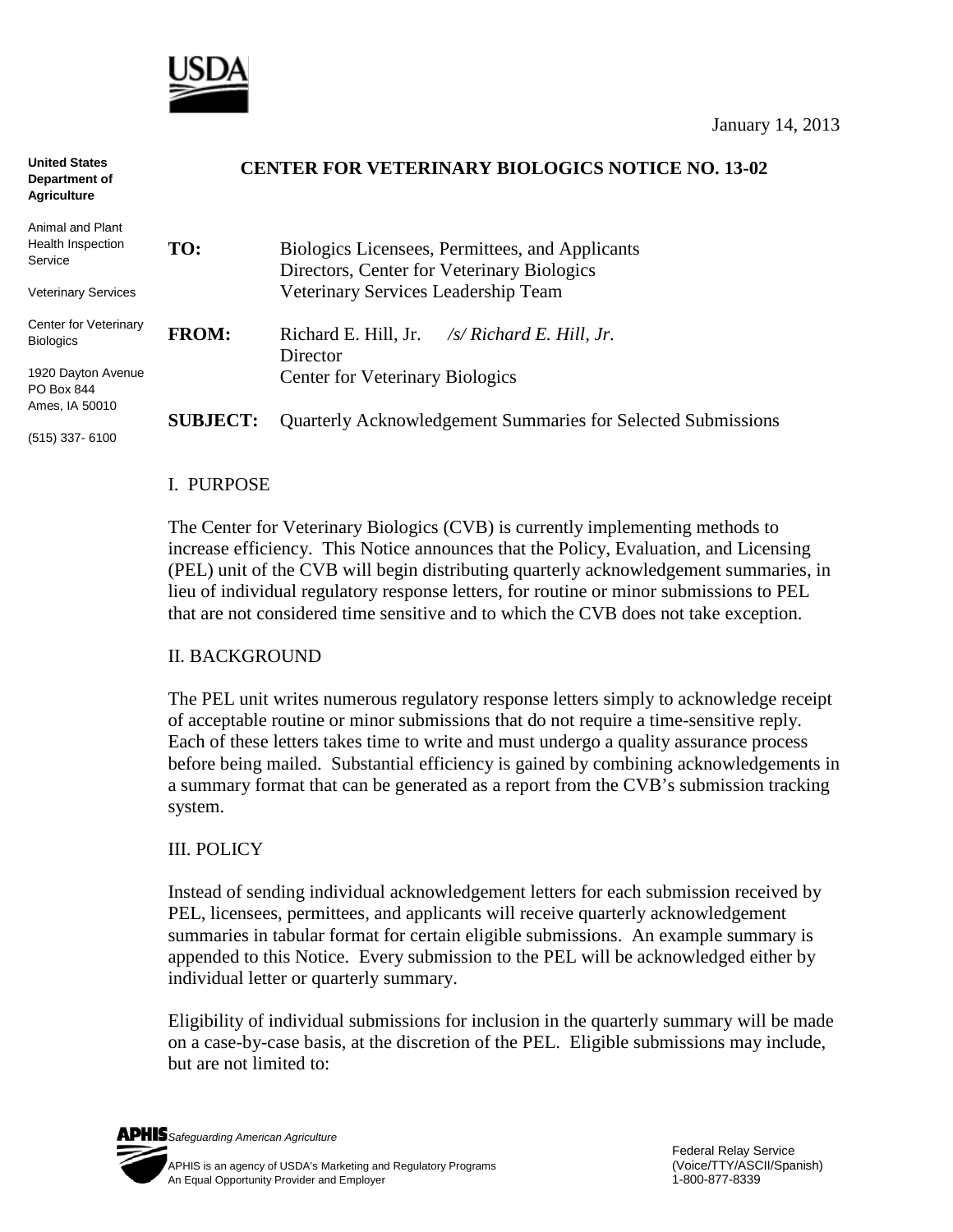January 14, 2013

United States Department of Agriculture

Animal and Plant Health Inspection Service

Veterinary Services

Center for Veterinary Biologics

1920 Dayton Avenue
PO Box 844
Ames, IA 50010

(515) 337- 6100

## CENTER FOR VETERINARY BIOLOGICS NOTICE NO. 13-02

**TO:** Biologics Licensees, Permittees, and Applicants
Directors, Center for Veterinary Biologics
Veterinary Services Leadership Team

**FROM:** Richard E. Hill, Jr. */s/ Richard E. Hill, Jr.*
Director
Center for Veterinary Biologics

**SUBJECT:** Quarterly Acknowledgement Summaries for Selected Submissions

### I. PURPOSE

The Center for Veterinary Biologics (CVB) is currently implementing methods to increase efficiency. This Notice announces that the Policy, Evaluation, and Licensing (PEL) unit of the CVB will begin distributing quarterly acknowledgement summaries, in lieu of individual regulatory response letters, for routine or minor submissions to PEL that are not considered time sensitive and to which the CVB does not take exception.

### II. BACKGROUND

The PEL unit writes numerous regulatory response letters simply to acknowledge receipt of acceptable routine or minor submissions that do not require a time-sensitive reply. Each of these letters takes time to write and must undergo a quality assurance process before being mailed. Substantial efficiency is gained by combining acknowledgements in a summary format that can be generated as a report from the CVB's submission tracking system.

### III. POLICY

Instead of sending individual acknowledgement letters for each submission received by PEL, licensees, permittees, and applicants will receive quarterly acknowledgement summaries in tabular format for certain eligible submissions. An example summary is appended to this Notice. Every submission to the PEL will be acknowledged either by individual letter or quarterly summary.

Eligibility of individual submissions for inclusion in the quarterly summary will be made on a case-by-case basis, at the discretion of the PEL. Eligible submissions may include, but are not limited to:

*Safeguarding American Agriculture*

APHIS is an agency of USDA's Marketing and Regulatory Programs
An Equal Opportunity Provider and Employer

Federal Relay Service
(Voice/TTY/ASCII/Spanish)
1-800-877-8339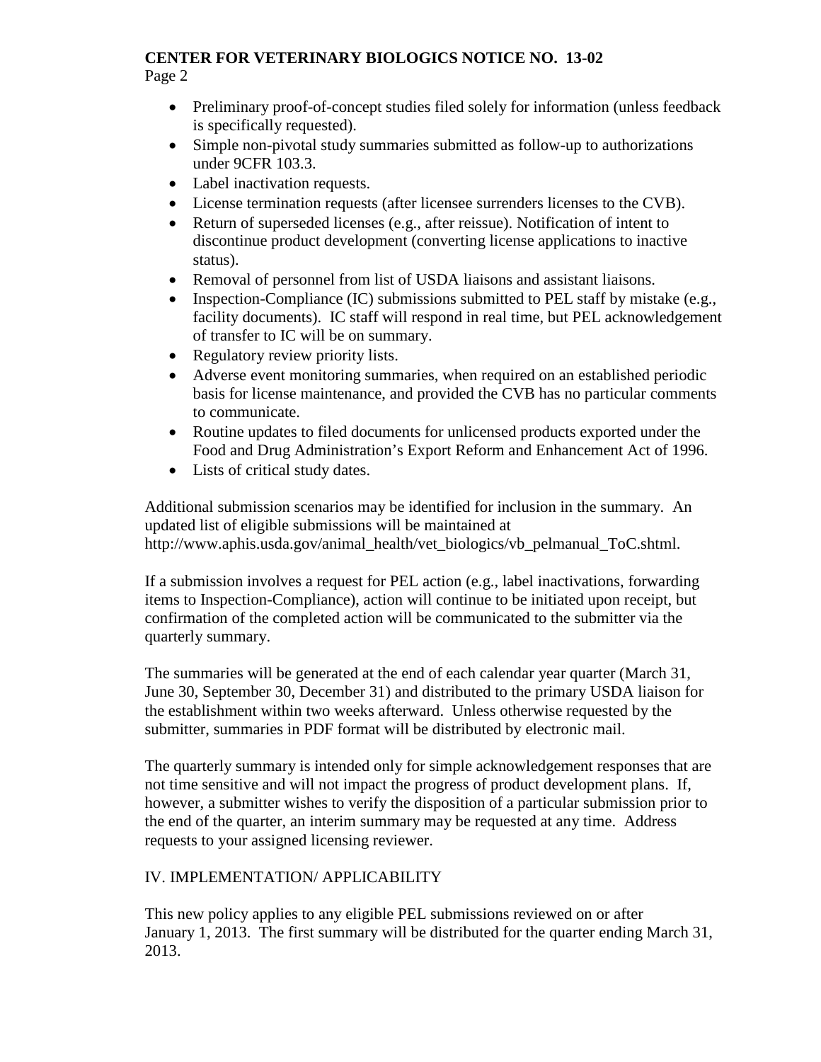- Preliminary proof-of-concept studies filed solely for information (unless feedback is specifically requested).
- Simple non-pivotal study summaries submitted as follow-up to authorizations under 9CFR 103.3.
- Label inactivation requests.
- License termination requests (after licensee surrenders licenses to the CVB).
- Return of superseded licenses (e.g., after reissue). Notification of intent to discontinue product development (converting license applications to inactive status).
- Removal of personnel from list of USDA liaisons and assistant liaisons.
- Inspection-Compliance (IC) submissions submitted to PEL staff by mistake (e.g., facility documents). IC staff will respond in real time, but PEL acknowledgement of transfer to IC will be on summary.
- Regulatory review priority lists.
- Adverse event monitoring summaries, when required on an established periodic basis for license maintenance, and provided the CVB has no particular comments to communicate.
- Routine updates to filed documents for unlicensed products exported under the Food and Drug Administration's Export Reform and Enhancement Act of 1996.
- Lists of critical study dates.

Additional submission scenarios may be identified for inclusion in the summary. An updated list of eligible submissions will be maintained at http://www.aphis.usda.gov/animal_health/vet_biologics/vb_pelmanual_ToC.shtml.

If a submission involves a request for PEL action (e.g., label inactivations, forwarding items to Inspection-Compliance), action will continue to be initiated upon receipt, but confirmation of the completed action will be communicated to the submitter via the quarterly summary.

The summaries will be generated at the end of each calendar year quarter (March 31, June 30, September 30, December 31) and distributed to the primary USDA liaison for the establishment within two weeks afterward. Unless otherwise requested by the submitter, summaries in PDF format will be distributed by electronic mail.

The quarterly summary is intended only for simple acknowledgement responses that are not time sensitive and will not impact the progress of product development plans. If, however, a submitter wishes to verify the disposition of a particular submission prior to the end of the quarter, an interim summary may be requested at any time. Address requests to your assigned licensing reviewer.

## IV. IMPLEMENTATION/ APPLICABILITY

This new policy applies to any eligible PEL submissions reviewed on or after January 1, 2013. The first summary will be distributed for the quarter ending March 31, 2013.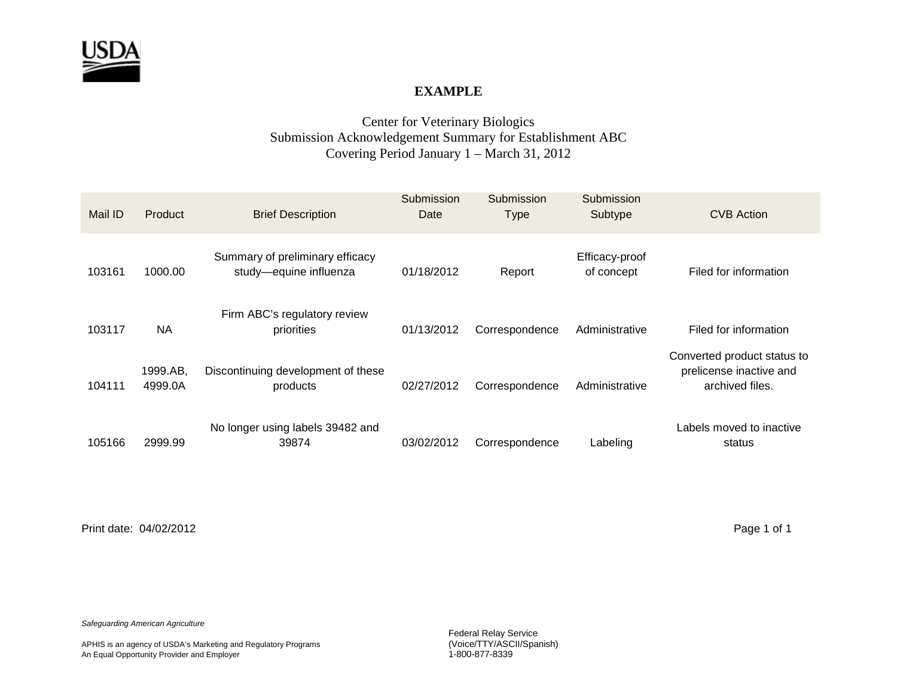USDA

**EXAMPLE**

Center for Veterinary Biologics
Submission Acknowledgement Summary for Establishment ABC
Covering Period January 1 – March 31, 2012

| Mail ID | Product | Brief Description | Submission Date | Submission Type | Submission Subtype | CVB Action |
|---|---|---|---|---|---|---|
| 103161 | 1000.00 | Summary of preliminary efficacy study—equine influenza | 01/18/2012 | Report | Efficacy-proof of concept | Filed for information |
| 103117 | NA | Firm ABC's regulatory review priorities | 01/13/2012 | Correspondence | Administrative | Filed for information |
| 104111 | 1999.AB, 4999.0A | Discontinuing development of these products | 02/27/2012 | Correspondence | Administrative | Converted product status to prelicense inactive and archived files. |
| 105166 | 2999.99 | No longer using labels 39482 and 39874 | 03/02/2012 | Correspondence | Labeling | Labels moved to inactive status |

Print date: 04/02/2012

*Safeguarding American Agriculture*

APHIS is an agency of USDA's Marketing and Regulatory Programs
An Equal Opportunity Provider and Employer

Federal Relay Service
(Voice/TTY/ASCII/Spanish)
1-800-877-8339